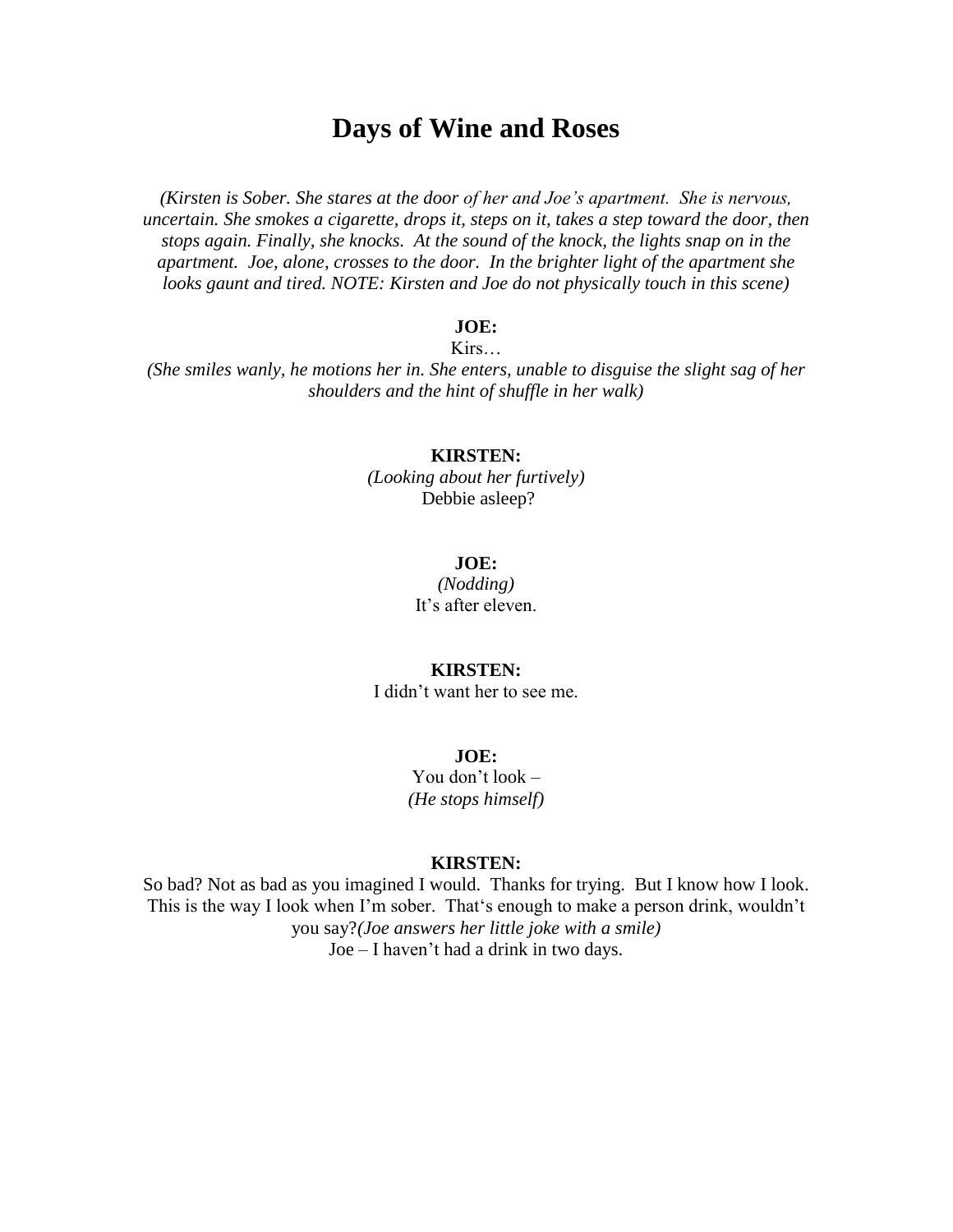# Days of Wine and Roses

*(Kirsten is Sober. She stares at the door of her and Joe's apartment. She is nervous, uncertain. She smokes a cigarette, drops it, steps on it, takes a step toward the door, then stops again. Finally, she knocks. At the sound of the knock, the lights snap on in the apartment. Joe, alone, crosses to the door. In the brighter light of the apartment she looks gaunt and tired. NOTE: Kirsten and Joe do not physically touch in this scene)*

**JOE:**
Kirs…
*(She smiles wanly, he motions her in. She enters, unable to disguise the slight sag of her shoulders and the hint of shuffle in her walk)*

**KIRSTEN:**
*(Looking about her furtively)*
Debbie asleep?

**JOE:**
*(Nodding)*
It's after eleven.

**KIRSTEN:**
I didn't want her to see me.

**JOE:**
You don't look –
*(He stops himself)*

**KIRSTEN:**
So bad? Not as bad as you imagined I would. Thanks for trying. But I know how I look. This is the way I look when I'm sober. That's enough to make a person drink, wouldn't you say?*(Joe answers her little joke with a smile)*
Joe – I haven't had a drink in two days.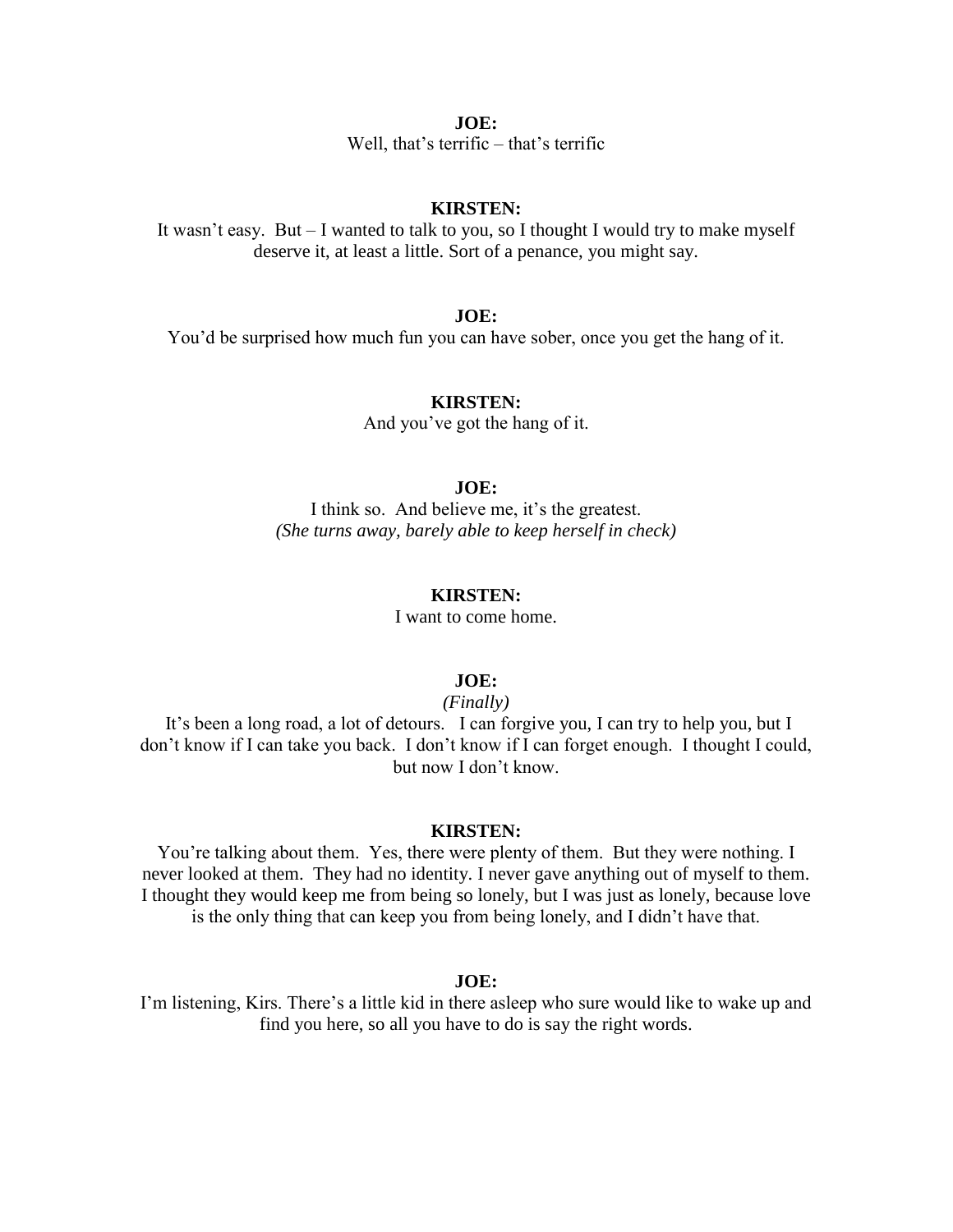**JOE:**

Well, that's terrific – that's terrific

**KIRSTEN:**

It wasn't easy. But – I wanted to talk to you, so I thought I would try to make myself deserve it, at least a little. Sort of a penance, you might say.

**JOE:**

You'd be surprised how much fun you can have sober, once you get the hang of it.

**KIRSTEN:**

And you've got the hang of it.

**JOE:**

I think so. And believe me, it's the greatest.

*(She turns away, barely able to keep herself in check)*

**KIRSTEN:**

I want to come home.

**JOE:**

*(Finally)*

It's been a long road, a lot of detours. I can forgive you, I can try to help you, but I don't know if I can take you back. I don't know if I can forget enough. I thought I could, but now I don't know.

**KIRSTEN:**

You're talking about them. Yes, there were plenty of them. But they were nothing. I never looked at them. They had no identity. I never gave anything out of myself to them. I thought they would keep me from being so lonely, but I was just as lonely, because love is the only thing that can keep you from being lonely, and I didn't have that.

**JOE:**

I'm listening, Kirs. There's a little kid in there asleep who sure would like to wake up and find you here, so all you have to do is say the right words.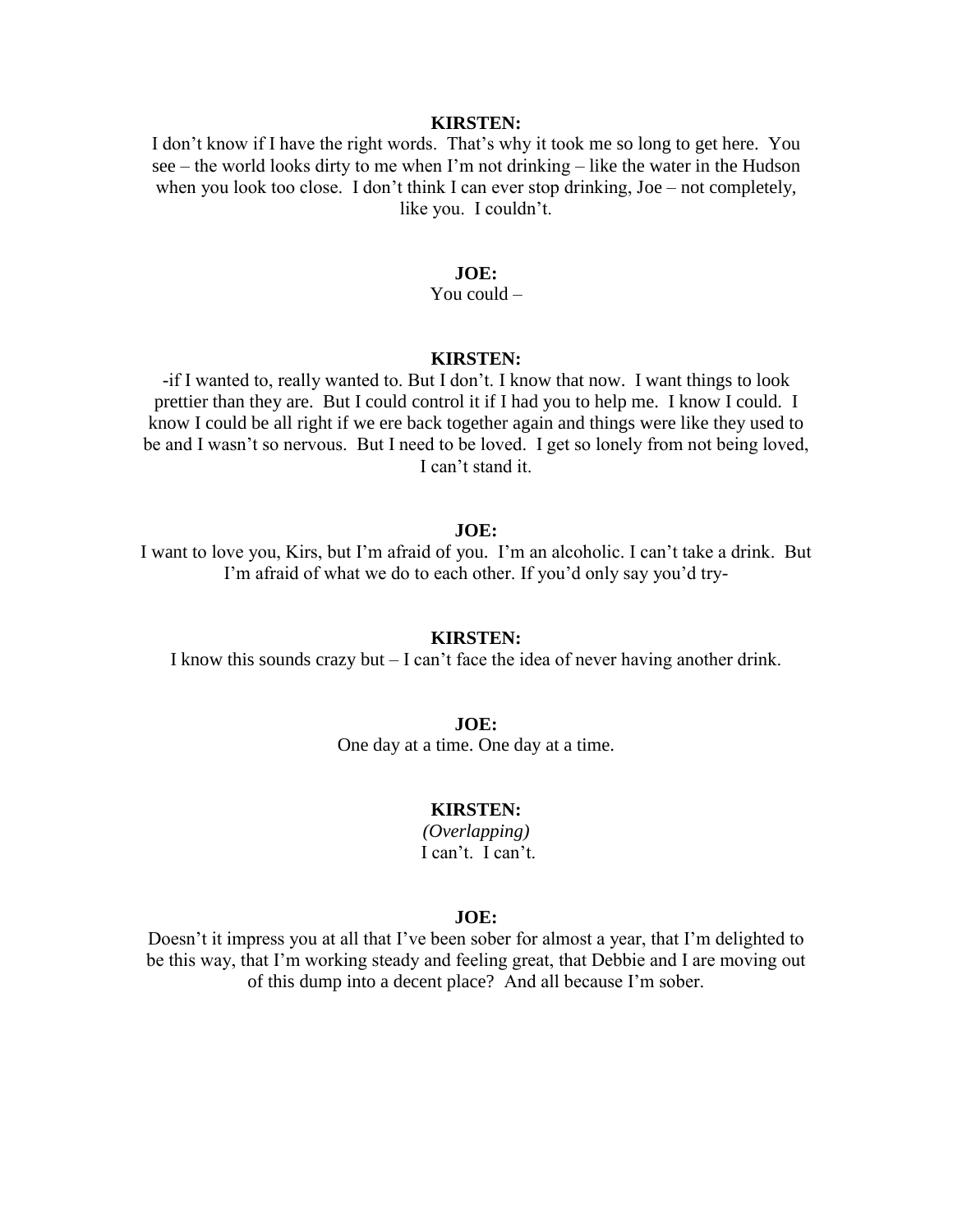**KIRSTEN:**

I don't know if I have the right words. That's why it took me so long to get here. You see – the world looks dirty to me when I'm not drinking – like the water in the Hudson when you look too close. I don't think I can ever stop drinking, Joe – not completely, like you. I couldn't.

**JOE:**

You could –

**KIRSTEN:**

-if I wanted to, really wanted to. But I don't. I know that now. I want things to look prettier than they are. But I could control it if I had you to help me. I know I could. I know I could be all right if we ere back together again and things were like they used to be and I wasn't so nervous. But I need to be loved. I get so lonely from not being loved, I can't stand it.

**JOE:**

I want to love you, Kirs, but I'm afraid of you. I'm an alcoholic. I can't take a drink. But I'm afraid of what we do to each other. If you'd only say you'd try-

**KIRSTEN:**

I know this sounds crazy but – I can't face the idea of never having another drink.

**JOE:**

One day at a time. One day at a time.

**KIRSTEN:**

*(Overlapping)*

I can't. I can't.

**JOE:**

Doesn't it impress you at all that I've been sober for almost a year, that I'm delighted to be this way, that I'm working steady and feeling great, that Debbie and I are moving out of this dump into a decent place? And all because I'm sober.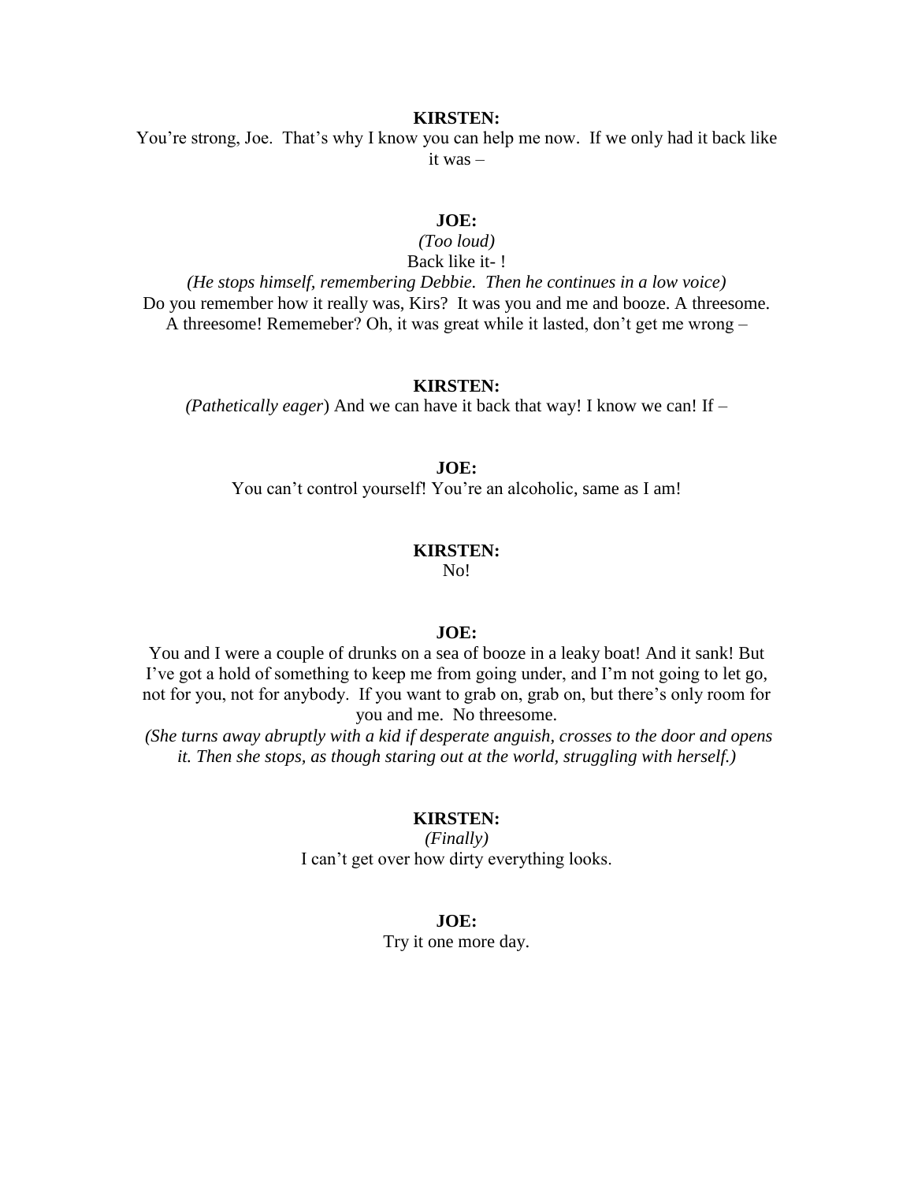**KIRSTEN:**

You're strong, Joe. That's why I know you can help me now. If we only had it back like it was –

**JOE:**

*(Too loud)*

Back like it- !

*(He stops himself, remembering Debbie. Then he continues in a low voice)*

Do you remember how it really was, Kirs? It was you and me and booze. A threesome. A threesome! Rememeber? Oh, it was great while it lasted, don't get me wrong –

**KIRSTEN:**

*(Pathetically eager*) And we can have it back that way! I know we can! If –

**JOE:**

You can't control yourself! You're an alcoholic, same as I am!

**KIRSTEN:**

No!

**JOE:**

You and I were a couple of drunks on a sea of booze in a leaky boat! And it sank! But I've got a hold of something to keep me from going under, and I'm not going to let go, not for you, not for anybody. If you want to grab on, grab on, but there's only room for you and me. No threesome.

*(She turns away abruptly with a kid if desperate anguish, crosses to the door and opens it. Then she stops, as though staring out at the world, struggling with herself.)*

**KIRSTEN:**

*(Finally)*

I can't get over how dirty everything looks.

**JOE:**

Try it one more day.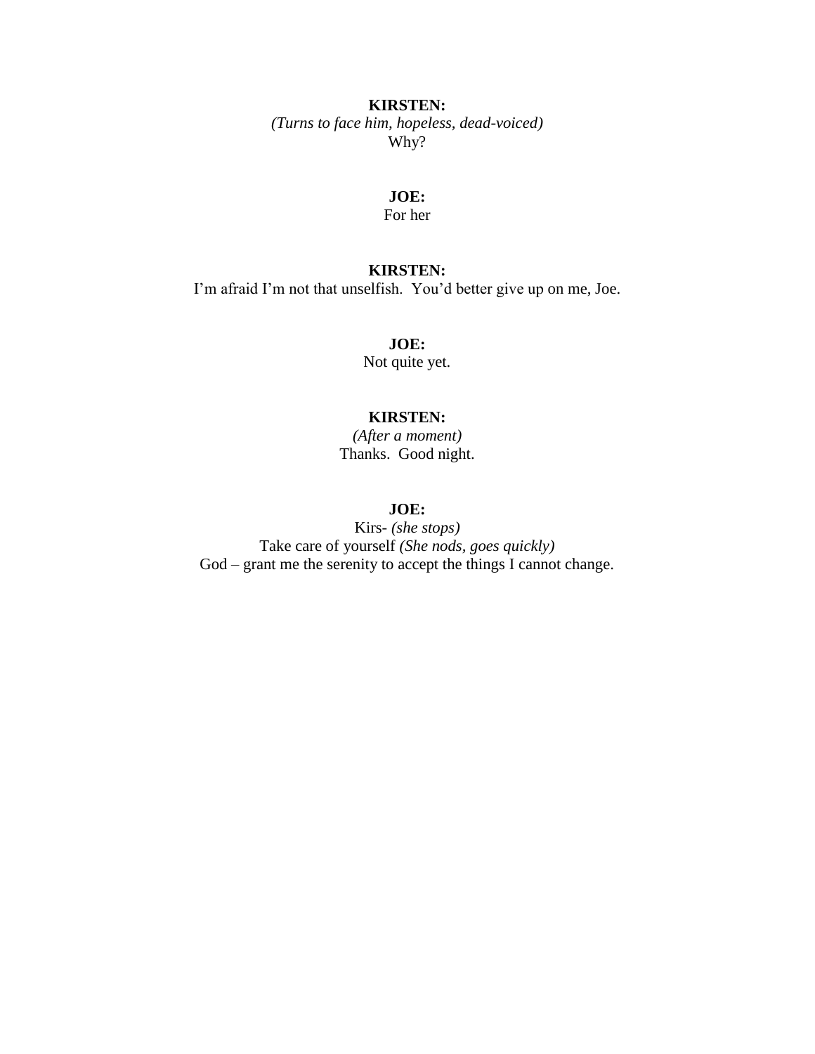**KIRSTEN:**
*(Turns to face him, hopeless, dead-voiced)*
Why?

**JOE:**
For her

**KIRSTEN:**
I'm afraid I'm not that unselfish. You'd better give up on me, Joe.

**JOE:**
Not quite yet.

**KIRSTEN:**
*(After a moment)*
Thanks. Good night.

**JOE:**
Kirs- *(she stops)*
Take care of yourself *(She nods, goes quickly)*
God – grant me the serenity to accept the things I cannot change.